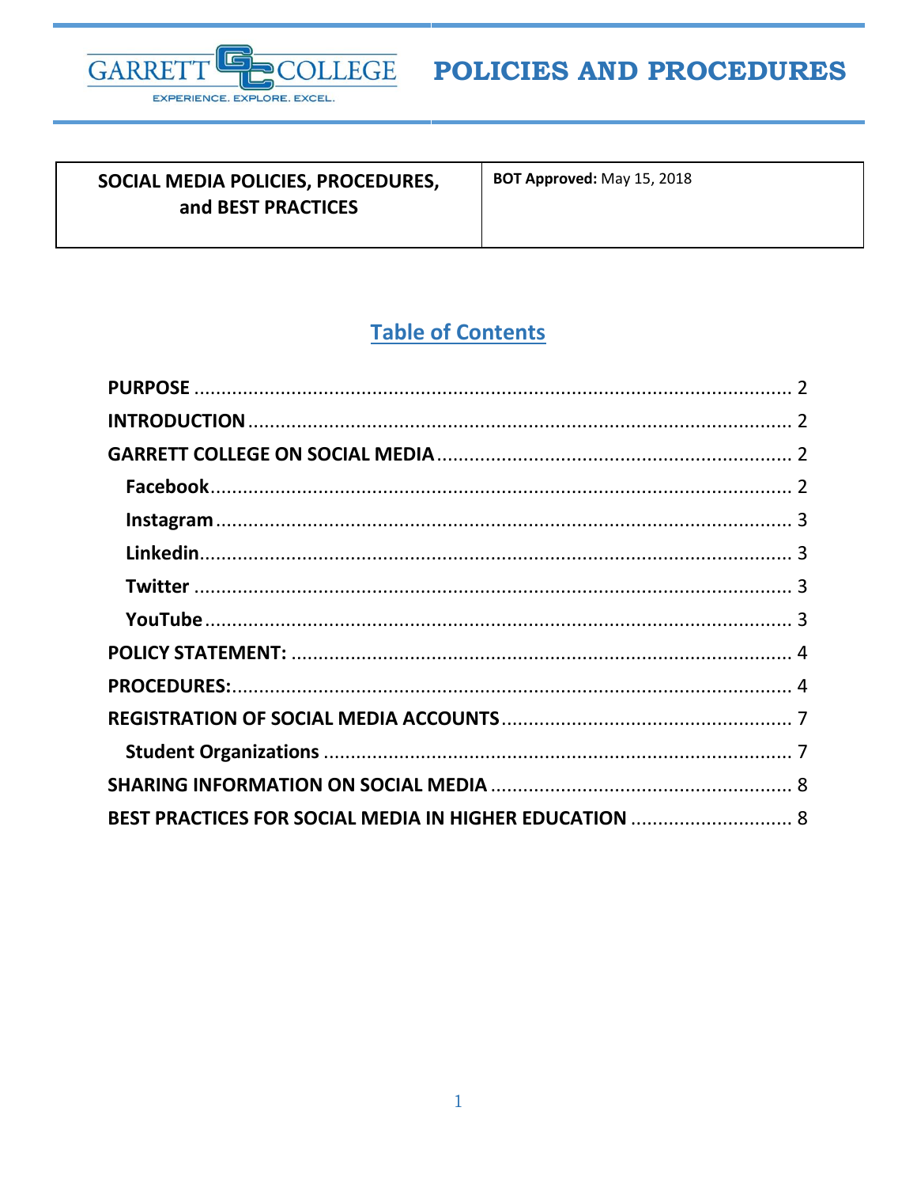# POLICIES AND PROCEDURES

| SOCIAL MEDIA POLICIES, PROCEDURES, and BEST PRACTICES | **BOT Approved:** May 15, 2018 |
|---|---|

## Table of Contents

**PURPOSE** ........ 2
**INTRODUCTION** ........ 2
**GARRETT COLLEGE ON SOCIAL MEDIA** ........ 2
- **Facebook** ........ 2
- **Instagram** ........ 3
- **Linkedin** ........ 3
- **Twitter** ........ 3
- **YouTube** ........ 3

**POLICY STATEMENT:** ........ 4
**PROCEDURES:** ........ 4
**REGISTRATION OF SOCIAL MEDIA ACCOUNTS** ........ 7
- **Student Organizations** ........ 7

**SHARING INFORMATION ON SOCIAL MEDIA** ........ 8
**BEST PRACTICES FOR SOCIAL MEDIA IN HIGHER EDUCATION** ........ 8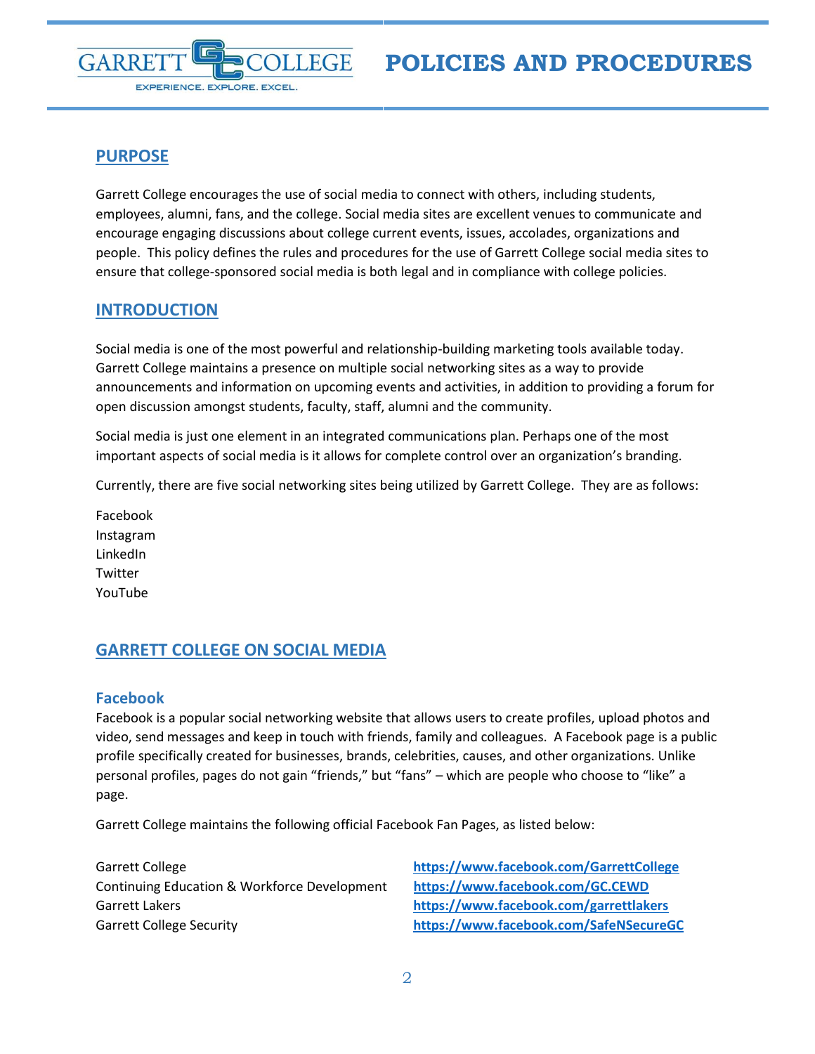## PURPOSE

Garrett College encourages the use of social media to connect with others, including students, employees, alumni, fans, and the college. Social media sites are excellent venues to communicate and encourage engaging discussions about college current events, issues, accolades, organizations and people. This policy defines the rules and procedures for the use of Garrett College social media sites to ensure that college-sponsored social media is both legal and in compliance with college policies.

## INTRODUCTION

Social media is one of the most powerful and relationship-building marketing tools available today. Garrett College maintains a presence on multiple social networking sites as a way to provide announcements and information on upcoming events and activities, in addition to providing a forum for open discussion amongst students, faculty, staff, alumni and the community.

Social media is just one element in an integrated communications plan. Perhaps one of the most important aspects of social media is it allows for complete control over an organization's branding.

Currently, there are five social networking sites being utilized by Garrett College. They are as follows:

Facebook
Instagram
LinkedIn
Twitter
YouTube

## GARRETT COLLEGE ON SOCIAL MEDIA

### Facebook

Facebook is a popular social networking website that allows users to create profiles, upload photos and video, send messages and keep in touch with friends, family and colleagues. A Facebook page is a public profile specifically created for businesses, brands, celebrities, causes, and other organizations. Unlike personal profiles, pages do not gain "friends," but "fans" – which are people who choose to "like" a page.

Garrett College maintains the following official Facebook Fan Pages, as listed below:

| | |
|---|---|
| Garrett College | **https://www.facebook.com/GarrettCollege** |
| Continuing Education & Workforce Development | **https://www.facebook.com/GC.CEWD** |
| Garrett Lakers | **https://www.facebook.com/garrettlakers** |
| Garrett College Security | **https://www.facebook.com/SafeNSecureGC** |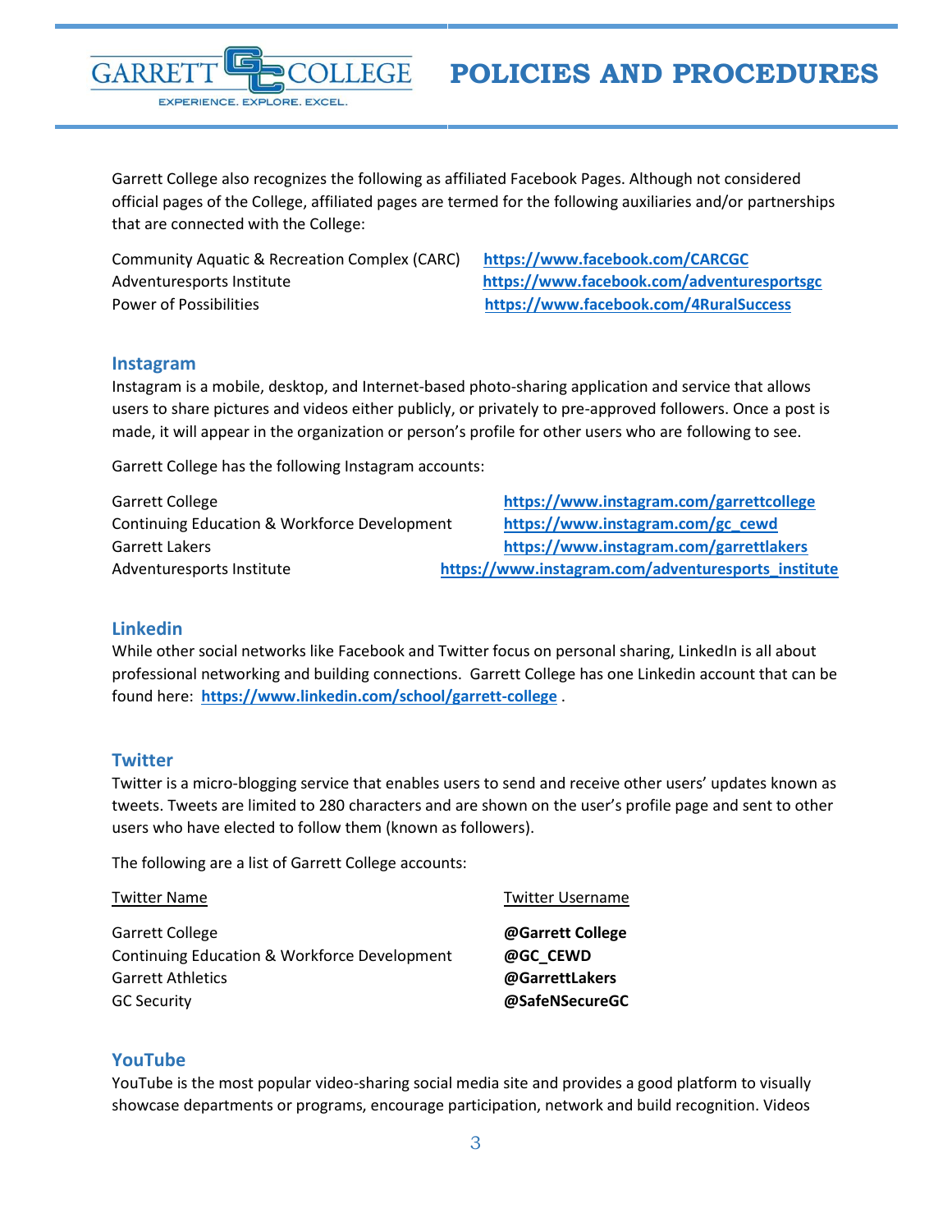Garrett College also recognizes the following as affiliated Facebook Pages. Although not considered official pages of the College, affiliated pages are termed for the following auxiliaries and/or partnerships that are connected with the College:

| | |
|---|---|
| Community Aquatic & Recreation Complex (CARC) | **https://www.facebook.com/CARCGC** |
| Adventuresports Institute | **https://www.facebook.com/adventuresportsgc** |
| Power of Possibilities | **https://www.facebook.com/4RuralSuccess** |

## Instagram

Instagram is a mobile, desktop, and Internet-based photo-sharing application and service that allows users to share pictures and videos either publicly, or privately to pre-approved followers. Once a post is made, it will appear in the organization or person's profile for other users who are following to see.

Garrett College has the following Instagram accounts:

| | |
|---|---|
| Garrett College | **https://www.instagram.com/garrettcollege** |
| Continuing Education & Workforce Development | **https://www.instagram.com/gc_cewd** |
| Garrett Lakers | **https://www.instagram.com/garrettlakers** |
| Adventuresports Institute | **https://www.instagram.com/adventuresports_institute** |

## Linkedin

While other social networks like Facebook and Twitter focus on personal sharing, LinkedIn is all about professional networking and building connections. Garrett College has one Linkedin account that can be found here: **https://www.linkedin.com/school/garrett-college** .

## Twitter

Twitter is a micro-blogging service that enables users to send and receive other users' updates known as tweets. Tweets are limited to 280 characters and are shown on the user's profile page and sent to other users who have elected to follow them (known as followers).

The following are a list of Garrett College accounts:

| Twitter Name | Twitter Username |
|---|---|
| Garrett College | **@Garrett College** |
| Continuing Education & Workforce Development | **@GC_CEWD** |
| Garrett Athletics | **@GarrettLakers** |
| GC Security | **@SafeNSecureGC** |

## YouTube

YouTube is the most popular video-sharing social media site and provides a good platform to visually showcase departments or programs, encourage participation, network and build recognition. Videos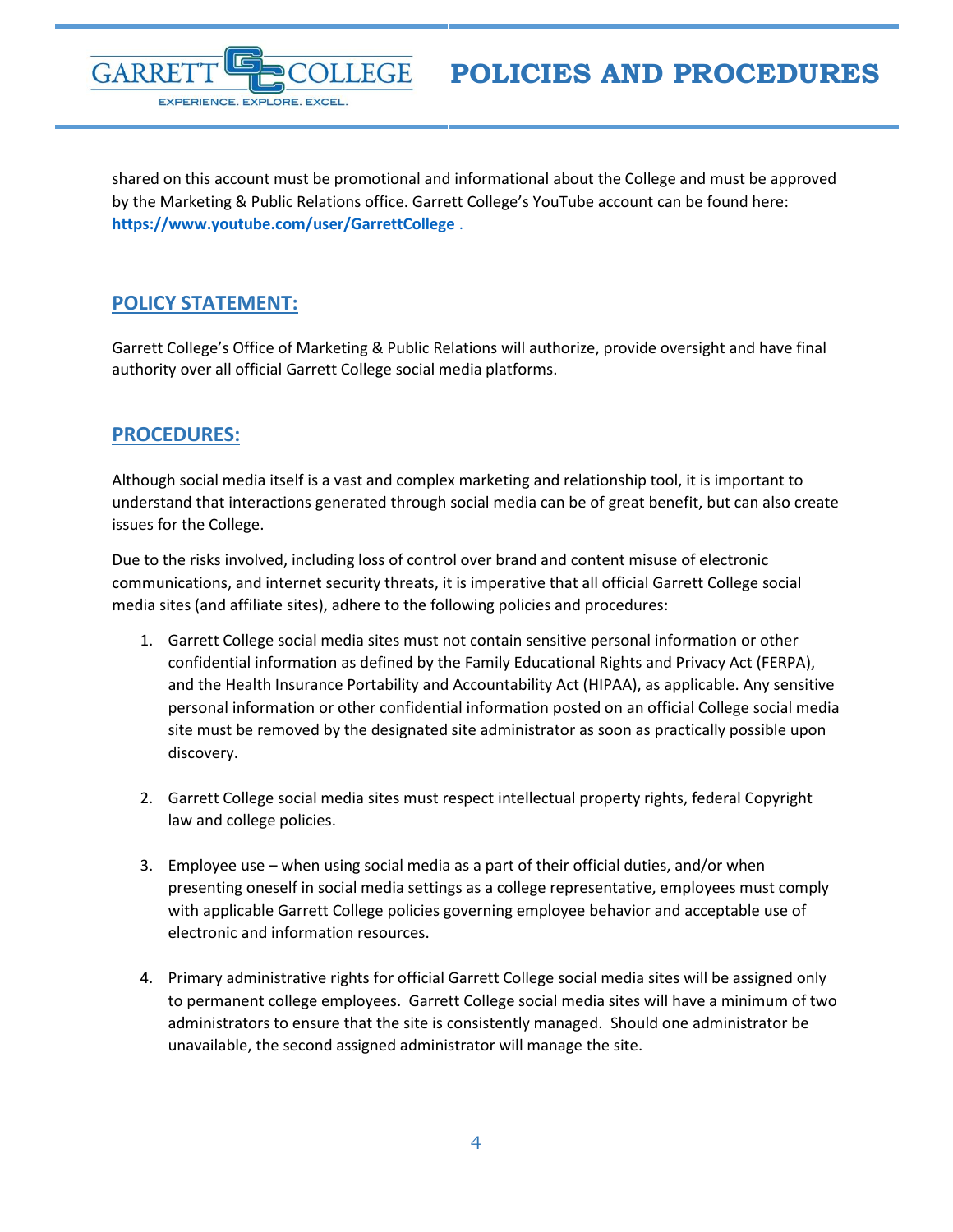shared on this account must be promotional and informational about the College and must be approved by the Marketing & Public Relations office. Garrett College's YouTube account can be found here: **https://www.youtube.com/user/GarrettCollege** .

## POLICY STATEMENT:

Garrett College's Office of Marketing & Public Relations will authorize, provide oversight and have final authority over all official Garrett College social media platforms.

## PROCEDURES:

Although social media itself is a vast and complex marketing and relationship tool, it is important to understand that interactions generated through social media can be of great benefit, but can also create issues for the College.

Due to the risks involved, including loss of control over brand and content misuse of electronic communications, and internet security threats, it is imperative that all official Garrett College social media sites (and affiliate sites), adhere to the following policies and procedures:

1. Garrett College social media sites must not contain sensitive personal information or other confidential information as defined by the Family Educational Rights and Privacy Act (FERPA), and the Health Insurance Portability and Accountability Act (HIPAA), as applicable. Any sensitive personal information or other confidential information posted on an official College social media site must be removed by the designated site administrator as soon as practically possible upon discovery.

2. Garrett College social media sites must respect intellectual property rights, federal Copyright law and college policies.

3. Employee use – when using social media as a part of their official duties, and/or when presenting oneself in social media settings as a college representative, employees must comply with applicable Garrett College policies governing employee behavior and acceptable use of electronic and information resources.

4. Primary administrative rights for official Garrett College social media sites will be assigned only to permanent college employees. Garrett College social media sites will have a minimum of two administrators to ensure that the site is consistently managed. Should one administrator be unavailable, the second assigned administrator will manage the site.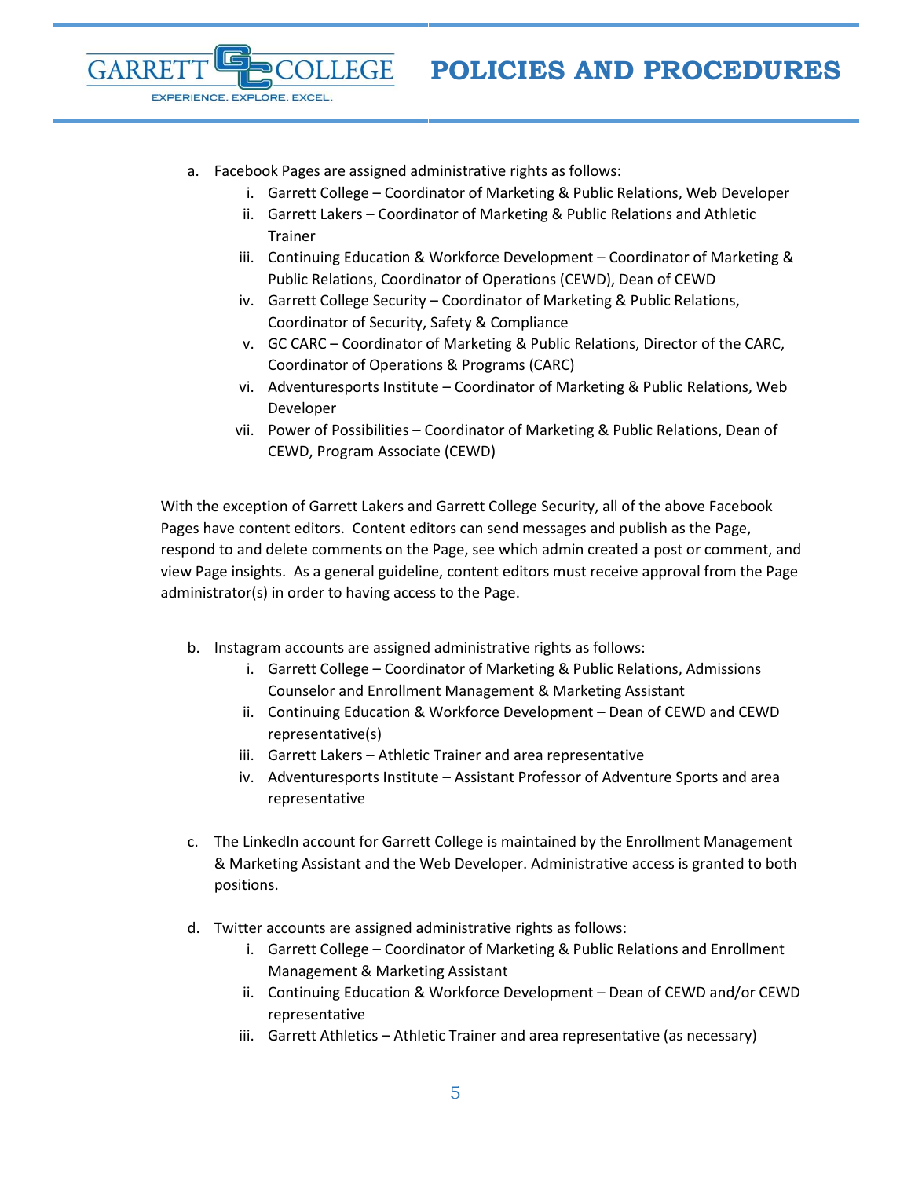a. Facebook Pages are assigned administrative rights as follows:
   i. Garrett College – Coordinator of Marketing & Public Relations, Web Developer
   ii. Garrett Lakers – Coordinator of Marketing & Public Relations and Athletic Trainer
   iii. Continuing Education & Workforce Development – Coordinator of Marketing & Public Relations, Coordinator of Operations (CEWD), Dean of CEWD
   iv. Garrett College Security – Coordinator of Marketing & Public Relations, Coordinator of Security, Safety & Compliance
   v. GC CARC – Coordinator of Marketing & Public Relations, Director of the CARC, Coordinator of Operations & Programs (CARC)
   vi. Adventuresports Institute – Coordinator of Marketing & Public Relations, Web Developer
   vii. Power of Possibilities – Coordinator of Marketing & Public Relations, Dean of CEWD, Program Associate (CEWD)

With the exception of Garrett Lakers and Garrett College Security, all of the above Facebook Pages have content editors. Content editors can send messages and publish as the Page, respond to and delete comments on the Page, see which admin created a post or comment, and view Page insights. As a general guideline, content editors must receive approval from the Page administrator(s) in order to having access to the Page.

b. Instagram accounts are assigned administrative rights as follows:
   i. Garrett College – Coordinator of Marketing & Public Relations, Admissions Counselor and Enrollment Management & Marketing Assistant
   ii. Continuing Education & Workforce Development – Dean of CEWD and CEWD representative(s)
   iii. Garrett Lakers – Athletic Trainer and area representative
   iv. Adventuresports Institute – Assistant Professor of Adventure Sports and area representative

c. The LinkedIn account for Garrett College is maintained by the Enrollment Management & Marketing Assistant and the Web Developer. Administrative access is granted to both positions.

d. Twitter accounts are assigned administrative rights as follows:
   i. Garrett College – Coordinator of Marketing & Public Relations and Enrollment Management & Marketing Assistant
   ii. Continuing Education & Workforce Development – Dean of CEWD and/or CEWD representative
   iii. Garrett Athletics – Athletic Trainer and area representative (as necessary)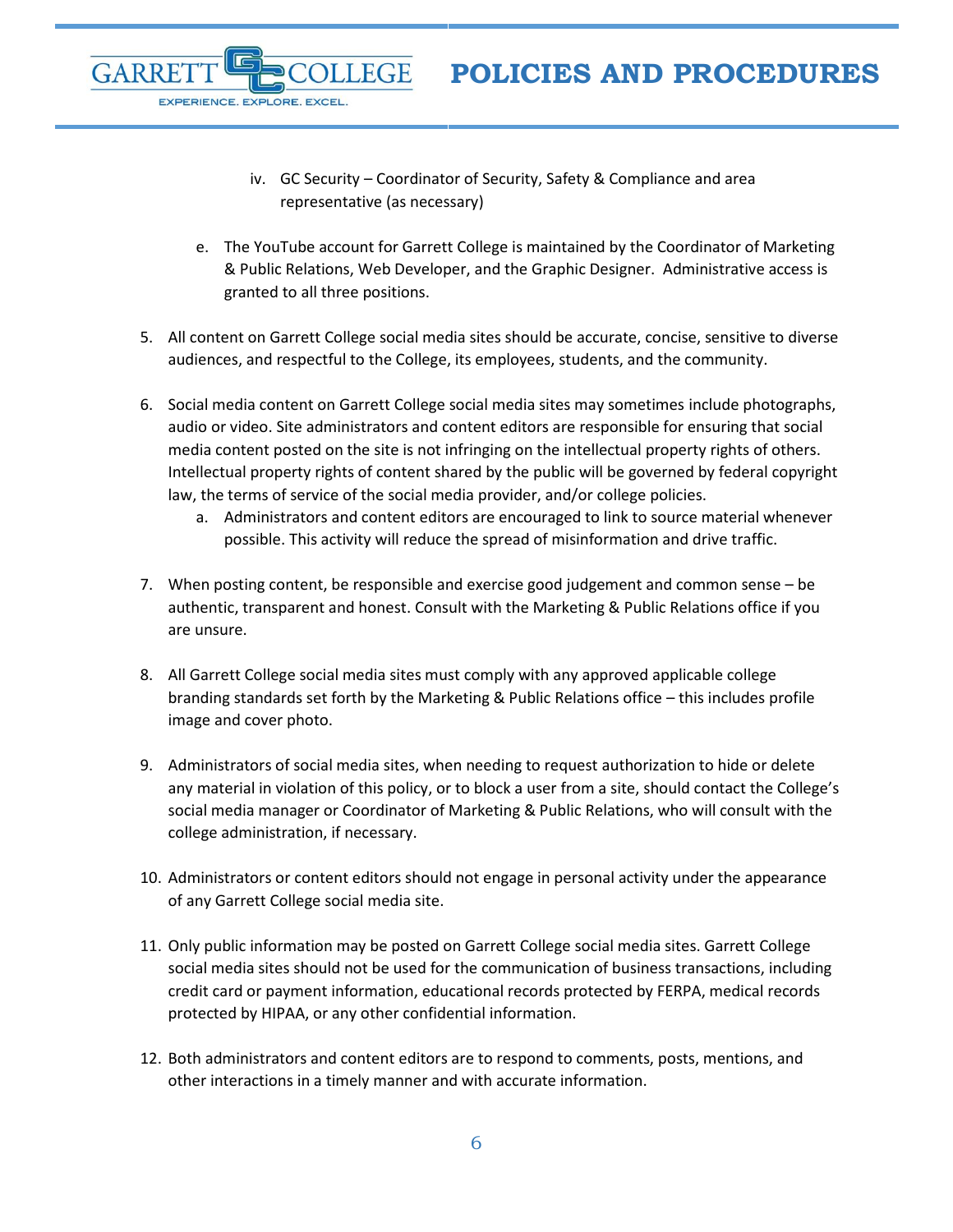iv. GC Security – Coordinator of Security, Safety & Compliance and area representative (as necessary)

  e. The YouTube account for Garrett College is maintained by the Coordinator of Marketing & Public Relations, Web Developer, and the Graphic Designer. Administrative access is granted to all three positions.

5. All content on Garrett College social media sites should be accurate, concise, sensitive to diverse audiences, and respectful to the College, its employees, students, and the community.

6. Social media content on Garrett College social media sites may sometimes include photographs, audio or video. Site administrators and content editors are responsible for ensuring that social media content posted on the site is not infringing on the intellectual property rights of others. Intellectual property rights of content shared by the public will be governed by federal copyright law, the terms of service of the social media provider, and/or college policies.
   a. Administrators and content editors are encouraged to link to source material whenever possible. This activity will reduce the spread of misinformation and drive traffic.

7. When posting content, be responsible and exercise good judgement and common sense – be authentic, transparent and honest. Consult with the Marketing & Public Relations office if you are unsure.

8. All Garrett College social media sites must comply with any approved applicable college branding standards set forth by the Marketing & Public Relations office – this includes profile image and cover photo.

9. Administrators of social media sites, when needing to request authorization to hide or delete any material in violation of this policy, or to block a user from a site, should contact the College's social media manager or Coordinator of Marketing & Public Relations, who will consult with the college administration, if necessary.

10. Administrators or content editors should not engage in personal activity under the appearance of any Garrett College social media site.

11. Only public information may be posted on Garrett College social media sites. Garrett College social media sites should not be used for the communication of business transactions, including credit card or payment information, educational records protected by FERPA, medical records protected by HIPAA, or any other confidential information.

12. Both administrators and content editors are to respond to comments, posts, mentions, and other interactions in a timely manner and with accurate information.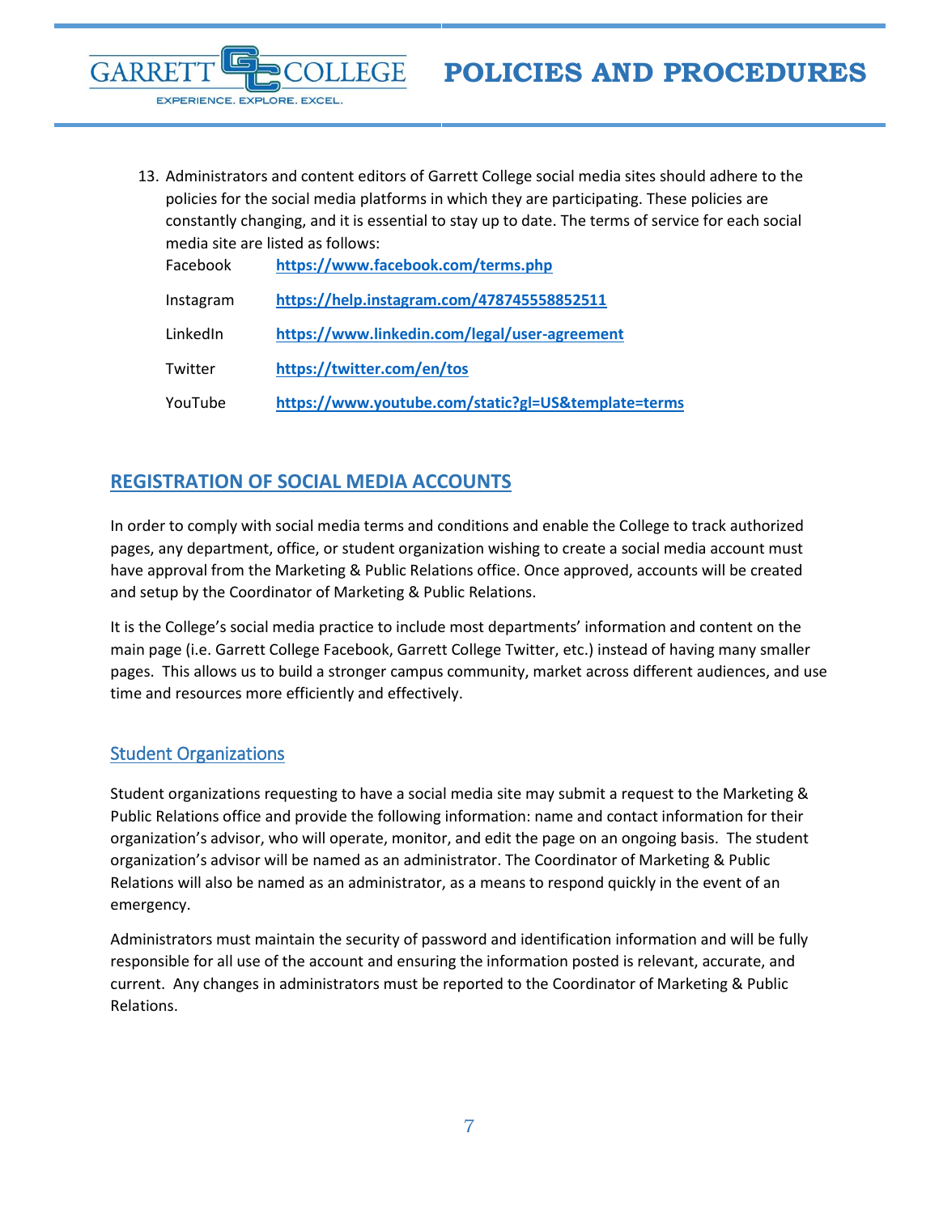13. Administrators and content editors of Garrett College social media sites should adhere to the policies for the social media platforms in which they are participating. These policies are constantly changing, and it is essential to stay up to date. The terms of service for each social media site are listed as follows:

| | |
|---|---|
| Facebook | **https://www.facebook.com/terms.php** |
| Instagram | **https://help.instagram.com/478745558852511** |
| LinkedIn | **https://www.linkedin.com/legal/user-agreement** |
| Twitter | **https://twitter.com/en/tos** |
| YouTube | **https://www.youtube.com/static?gl=US&template=terms** |

## REGISTRATION OF SOCIAL MEDIA ACCOUNTS

In order to comply with social media terms and conditions and enable the College to track authorized pages, any department, office, or student organization wishing to create a social media account must have approval from the Marketing & Public Relations office. Once approved, accounts will be created and setup by the Coordinator of Marketing & Public Relations.

It is the College's social media practice to include most departments' information and content on the main page (i.e. Garrett College Facebook, Garrett College Twitter, etc.) instead of having many smaller pages. This allows us to build a stronger campus community, market across different audiences, and use time and resources more efficiently and effectively.

### Student Organizations

Student organizations requesting to have a social media site may submit a request to the Marketing & Public Relations office and provide the following information: name and contact information for their organization's advisor, who will operate, monitor, and edit the page on an ongoing basis. The student organization's advisor will be named as an administrator. The Coordinator of Marketing & Public Relations will also be named as an administrator, as a means to respond quickly in the event of an emergency.

Administrators must maintain the security of password and identification information and will be fully responsible for all use of the account and ensuring the information posted is relevant, accurate, and current. Any changes in administrators must be reported to the Coordinator of Marketing & Public Relations.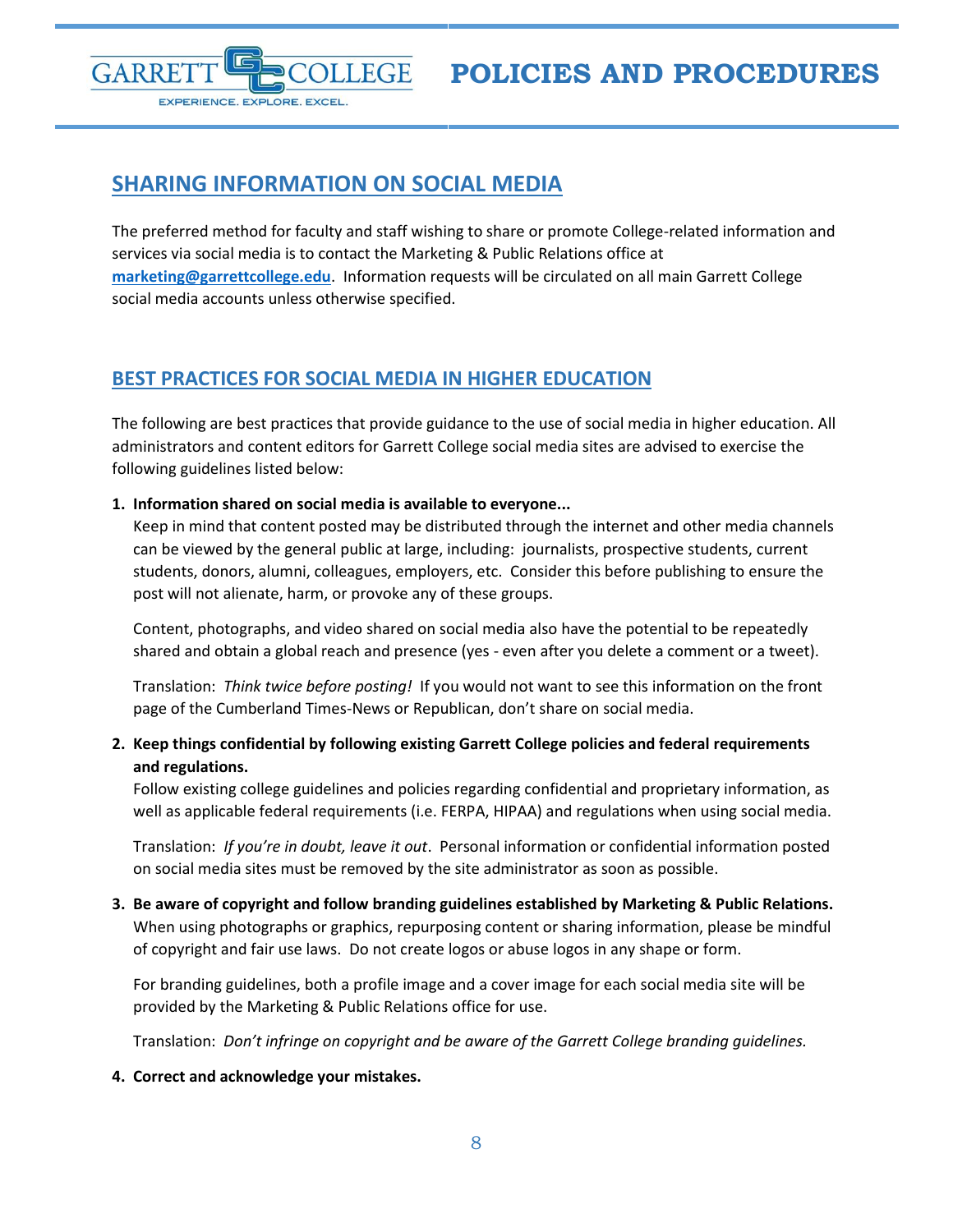## SHARING INFORMATION ON SOCIAL MEDIA

The preferred method for faculty and staff wishing to share or promote College-related information and services via social media is to contact the Marketing & Public Relations office at **marketing@garrettcollege.edu**. Information requests will be circulated on all main Garrett College social media accounts unless otherwise specified.

## BEST PRACTICES FOR SOCIAL MEDIA IN HIGHER EDUCATION

The following are best practices that provide guidance to the use of social media in higher education. All administrators and content editors for Garrett College social media sites are advised to exercise the following guidelines listed below:

1. **Information shared on social media is available to everyone...**
   Keep in mind that content posted may be distributed through the internet and other media channels can be viewed by the general public at large, including: journalists, prospective students, current students, donors, alumni, colleagues, employers, etc. Consider this before publishing to ensure the post will not alienate, harm, or provoke any of these groups.

   Content, photographs, and video shared on social media also have the potential to be repeatedly shared and obtain a global reach and presence (yes - even after you delete a comment or a tweet).

   Translation: *Think twice before posting!* If you would not want to see this information on the front page of the Cumberland Times-News or Republican, don't share on social media.

2. **Keep things confidential by following existing Garrett College policies and federal requirements and regulations.**
   Follow existing college guidelines and policies regarding confidential and proprietary information, as well as applicable federal requirements (i.e. FERPA, HIPAA) and regulations when using social media.

   Translation: *If you're in doubt, leave it out*. Personal information or confidential information posted on social media sites must be removed by the site administrator as soon as possible.

3. **Be aware of copyright and follow branding guidelines established by Marketing & Public Relations.**
   When using photographs or graphics, repurposing content or sharing information, please be mindful of copyright and fair use laws. Do not create logos or abuse logos in any shape or form.

   For branding guidelines, both a profile image and a cover image for each social media site will be provided by the Marketing & Public Relations office for use.

   Translation: *Don't infringe on copyright and be aware of the Garrett College branding guidelines.*

4. **Correct and acknowledge your mistakes.**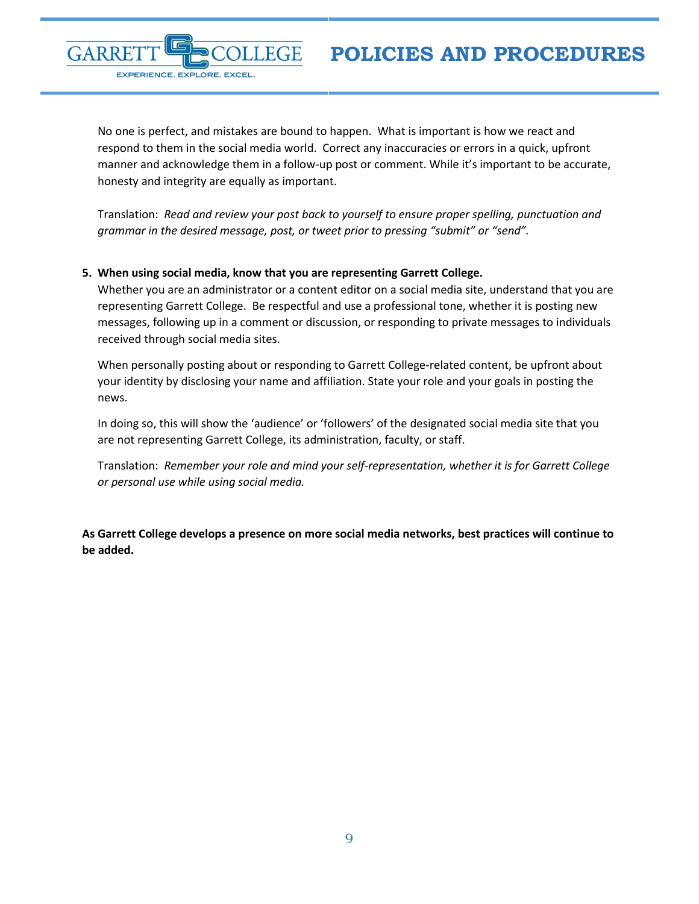No one is perfect, and mistakes are bound to happen. What is important is how we react and respond to them in the social media world. Correct any inaccuracies or errors in a quick, upfront manner and acknowledge them in a follow-up post or comment. While it's important to be accurate, honesty and integrity are equally as important.

Translation: *Read and review your post back to yourself to ensure proper spelling, punctuation and grammar in the desired message, post, or tweet prior to pressing "submit" or "send".*

5. **When using social media, know that you are representing Garrett College.**

   Whether you are an administrator or a content editor on a social media site, understand that you are representing Garrett College. Be respectful and use a professional tone, whether it is posting new messages, following up in a comment or discussion, or responding to private messages to individuals received through social media sites.

   When personally posting about or responding to Garrett College-related content, be upfront about your identity by disclosing your name and affiliation. State your role and your goals in posting the news.

   In doing so, this will show the 'audience' or 'followers' of the designated social media site that you are not representing Garrett College, its administration, faculty, or staff.

   Translation: *Remember your role and mind your self-representation, whether it is for Garrett College or personal use while using social media.*

**As Garrett College develops a presence on more social media networks, best practices will continue to be added.**